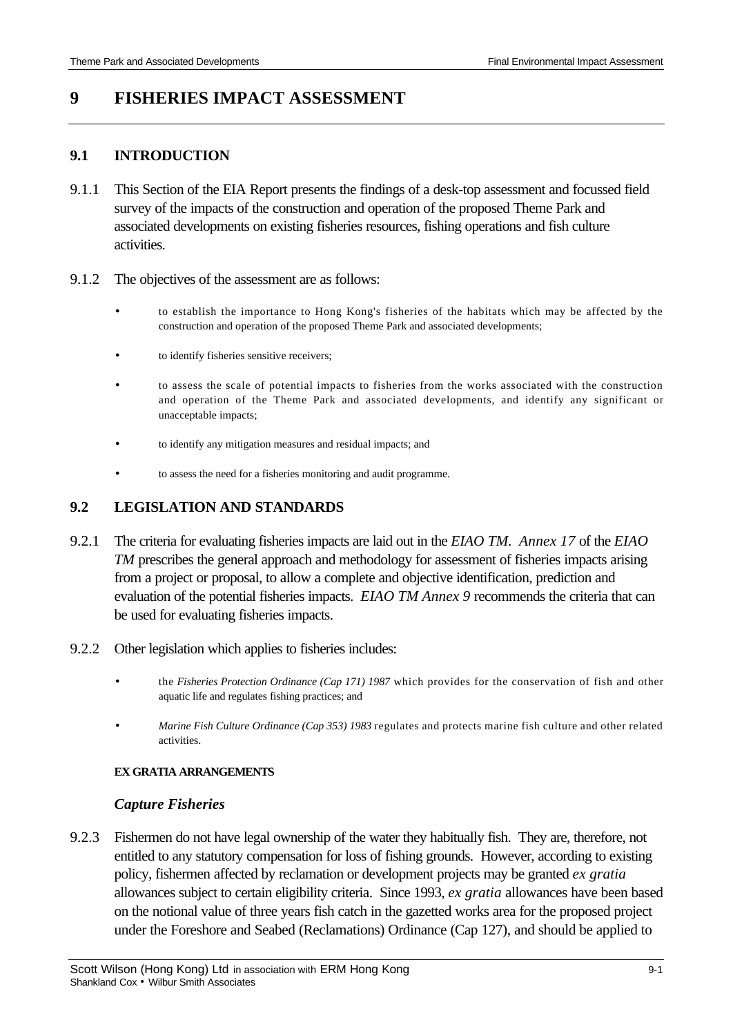# 9 FISHERIES IMPACT ASSESSMENT

## 9.1 INTRODUCTION

9.1.1 This Section of the EIA Report presents the findings of a desk-top assessment and focussed field survey of the impacts of the construction and operation of the proposed Theme Park and associated developments on existing fisheries resources, fishing operations and fish culture activities.

9.1.2 The objectives of the assessment are as follows:

- to establish the importance to Hong Kong's fisheries of the habitats which may be affected by the construction and operation of the proposed Theme Park and associated developments;
- to identify fisheries sensitive receivers;
- to assess the scale of potential impacts to fisheries from the works associated with the construction and operation of the Theme Park and associated developments, and identify any significant or unacceptable impacts;
- to identify any mitigation measures and residual impacts; and
- to assess the need for a fisheries monitoring and audit programme.

## 9.2 LEGISLATION AND STANDARDS

9.2.1 The criteria for evaluating fisheries impacts are laid out in the *EIAO TM*. *Annex 17* of the *EIAO TM* prescribes the general approach and methodology for assessment of fisheries impacts arising from a project or proposal, to allow a complete and objective identification, prediction and evaluation of the potential fisheries impacts. *EIAO TM Annex 9* recommends the criteria that can be used for evaluating fisheries impacts.

9.2.2 Other legislation which applies to fisheries includes:

- the *Fisheries Protection Ordinance (Cap 171) 1987* which provides for the conservation of fish and other aquatic life and regulates fishing practices; and
- *Marine Fish Culture Ordinance (Cap 353) 1983* regulates and protects marine fish culture and other related activities.

#### EX GRATIA ARRANGEMENTS

### *Capture Fisheries*

9.2.3 Fishermen do not have legal ownership of the water they habitually fish. They are, therefore, not entitled to any statutory compensation for loss of fishing grounds. However, according to existing policy, fishermen affected by reclamation or development projects may be granted *ex gratia* allowances subject to certain eligibility criteria. Since 1993, *ex gratia* allowances have been based on the notional value of three years fish catch in the gazetted works area for the proposed project under the Foreshore and Seabed (Reclamations) Ordinance (Cap 127), and should be applied to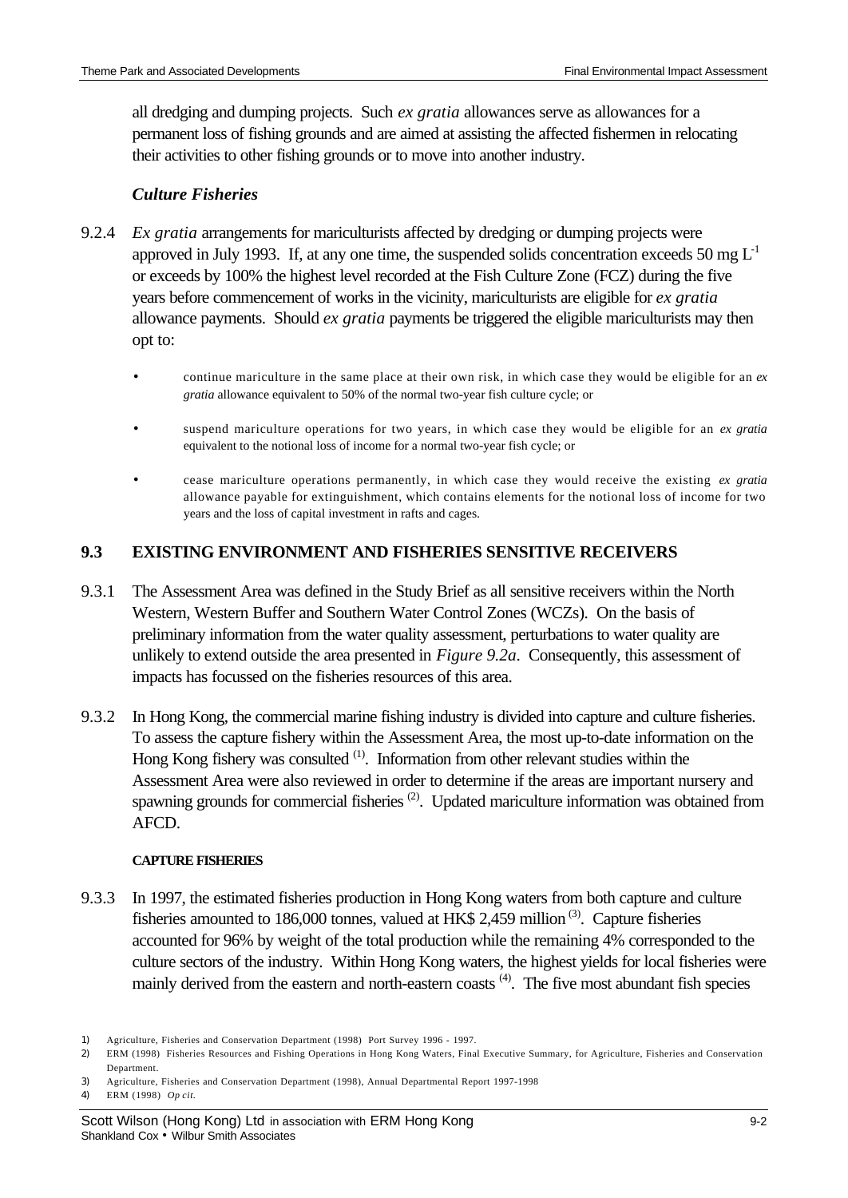all dredging and dumping projects. Such *ex gratia* allowances serve as allowances for a permanent loss of fishing grounds and are aimed at assisting the affected fishermen in relocating their activities to other fishing grounds or to move into another industry.

### *Culture Fisheries*

9.2.4 *Ex gratia* arrangements for mariculturists affected by dredging or dumping projects were approved in July 1993. If, at any one time, the suspended solids concentration exceeds 50 mg $L^{-1}$ or exceeds by 100% the highest level recorded at the Fish Culture Zone (FCZ) during the five years before commencement of works in the vicinity, mariculturists are eligible for *ex gratia* allowance payments. Should *ex gratia* payments be triggered the eligible mariculturists may then opt to:

- continue mariculture in the same place at their own risk, in which case they would be eligible for an *ex gratia* allowance equivalent to 50% of the normal two-year fish culture cycle; or
- suspend mariculture operations for two years, in which case they would be eligible for an *ex gratia* equivalent to the notional loss of income for a normal two-year fish cycle; or
- cease mariculture operations permanently, in which case they would receive the existing *ex gratia* allowance payable for extinguishment, which contains elements for the notional loss of income for two years and the loss of capital investment in rafts and cages.

## 9.3 EXISTING ENVIRONMENT AND FISHERIES SENSITIVE RECEIVERS

9.3.1 The Assessment Area was defined in the Study Brief as all sensitive receivers within the North Western, Western Buffer and Southern Water Control Zones (WCZs). On the basis of preliminary information from the water quality assessment, perturbations to water quality are unlikely to extend outside the area presented in *Figure 9.2a*. Consequently, this assessment of impacts has focussed on the fisheries resources of this area.

9.3.2 In Hong Kong, the commercial marine fishing industry is divided into capture and culture fisheries. To assess the capture fishery within the Assessment Area, the most up-to-date information on the Hong Kong fishery was consulted [(1)]. Information from other relevant studies within the Assessment Area were also reviewed in order to determine if the areas are important nursery and spawning grounds for commercial fisheries [(2)]. Updated mariculture information was obtained from AFCD.

### CAPTURE FISHERIES

9.3.3 In 1997, the estimated fisheries production in Hong Kong waters from both capture and culture fisheries amounted to 186,000 tonnes, valued at HK$ 2,459 million [(3)]. Capture fisheries accounted for 96% by weight of the total production while the remaining 4% corresponded to the culture sectors of the industry. Within Hong Kong waters, the highest yields for local fisheries were mainly derived from the eastern and north-eastern coasts [(4)]. The five most abundant fish species

1) Agriculture, Fisheries and Conservation Department (1998) Port Survey 1996 - 1997.
2) ERM (1998) Fisheries Resources and Fishing Operations in Hong Kong Waters, Final Executive Summary, for Agriculture, Fisheries and Conservation Department.
3) Agriculture, Fisheries and Conservation Department (1998), Annual Departmental Report 1997-1998
4) ERM (1998) *Op cit.*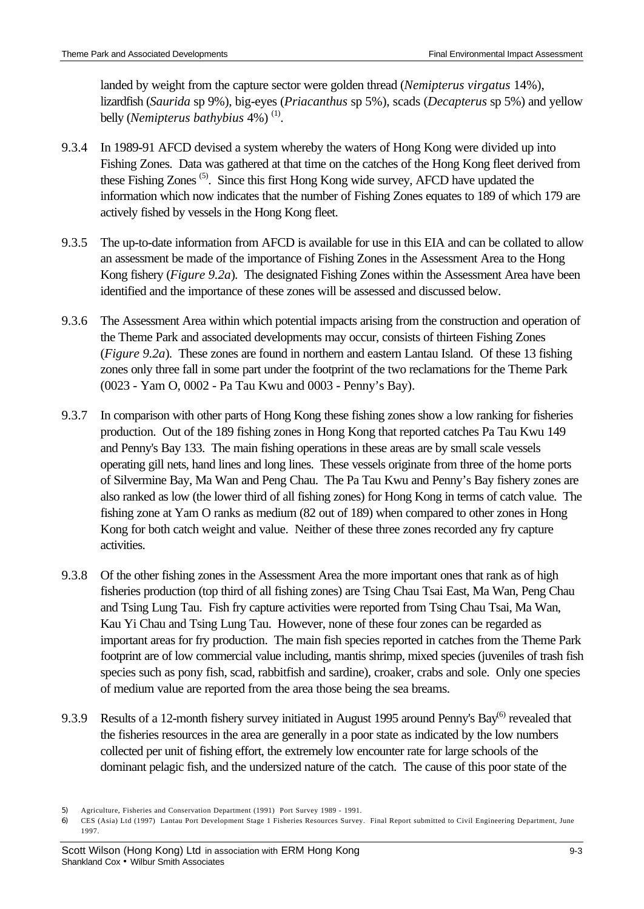landed by weight from the capture sector were golden thread (*Nemipterus virgatus* 14%), lizardfish (*Saurida* sp 9%), big-eyes (*Priacanthus* sp 5%), scads (*Decapterus* sp 5%) and yellow belly (*Nemipterus bathybius* 4%) [(1)].

9.3.4 In 1989-91 AFCD devised a system whereby the waters of Hong Kong were divided up into Fishing Zones. Data was gathered at that time on the catches of the Hong Kong fleet derived from these Fishing Zones [(5)]. Since this first Hong Kong wide survey, AFCD have updated the information which now indicates that the number of Fishing Zones equates to 189 of which 179 are actively fished by vessels in the Hong Kong fleet.

9.3.5 The up-to-date information from AFCD is available for use in this EIA and can be collated to allow an assessment be made of the importance of Fishing Zones in the Assessment Area to the Hong Kong fishery (*Figure 9.2a*). The designated Fishing Zones within the Assessment Area have been identified and the importance of these zones will be assessed and discussed below.

9.3.6 The Assessment Area within which potential impacts arising from the construction and operation of the Theme Park and associated developments may occur, consists of thirteen Fishing Zones (*Figure 9.2a*). These zones are found in northern and eastern Lantau Island. Of these 13 fishing zones only three fall in some part under the footprint of the two reclamations for the Theme Park (0023 - Yam O, 0002 - Pa Tau Kwu and 0003 - Penny's Bay).

9.3.7 In comparison with other parts of Hong Kong these fishing zones show a low ranking for fisheries production. Out of the 189 fishing zones in Hong Kong that reported catches Pa Tau Kwu 149 and Penny's Bay 133. The main fishing operations in these areas are by small scale vessels operating gill nets, hand lines and long lines. These vessels originate from three of the home ports of Silvermine Bay, Ma Wan and Peng Chau. The Pa Tau Kwu and Penny's Bay fishery zones are also ranked as low (the lower third of all fishing zones) for Hong Kong in terms of catch value. The fishing zone at Yam O ranks as medium (82 out of 189) when compared to other zones in Hong Kong for both catch weight and value. Neither of these three zones recorded any fry capture activities.

9.3.8 Of the other fishing zones in the Assessment Area the more important ones that rank as of high fisheries production (top third of all fishing zones) are Tsing Chau Tsai East, Ma Wan, Peng Chau and Tsing Lung Tau. Fish fry capture activities were reported from Tsing Chau Tsai, Ma Wan, Kau Yi Chau and Tsing Lung Tau. However, none of these four zones can be regarded as important areas for fry production. The main fish species reported in catches from the Theme Park footprint are of low commercial value including, mantis shrimp, mixed species (juveniles of trash fish species such as pony fish, scad, rabbitfish and sardine), croaker, crabs and sole. Only one species of medium value are reported from the area those being the sea breams.

9.3.9 Results of a 12-month fishery survey initiated in August 1995 around Penny's Bay[(6)] revealed that the fisheries resources in the area are generally in a poor state as indicated by the low numbers collected per unit of fishing effort, the extremely low encounter rate for large schools of the dominant pelagic fish, and the undersized nature of the catch. The cause of this poor state of the

5) Agriculture, Fisheries and Conservation Department (1991) Port Survey 1989 - 1991.

6) CES (Asia) Ltd (1997) Lantau Port Development Stage 1 Fisheries Resources Survey. Final Report submitted to Civil Engineering Department, June 1997.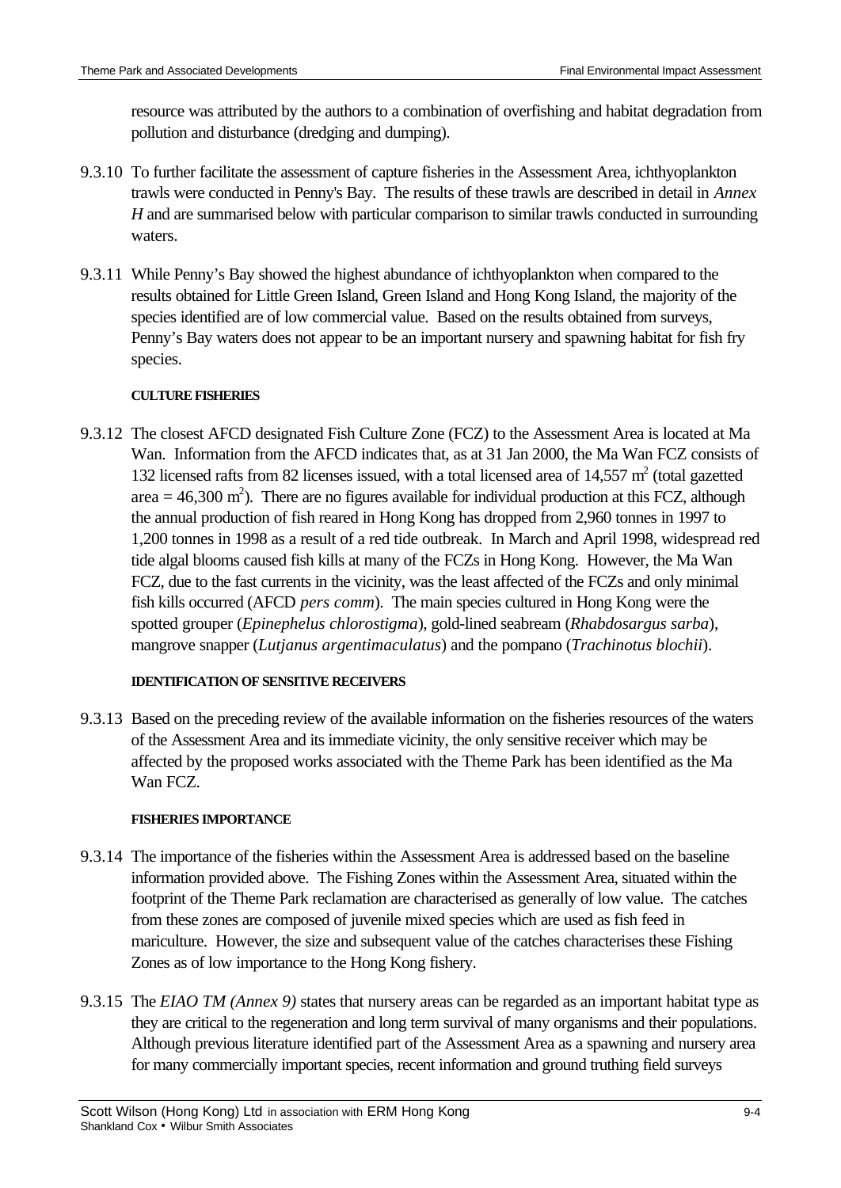resource was attributed by the authors to a combination of overfishing and habitat degradation from pollution and disturbance (dredging and dumping).

9.3.10 To further facilitate the assessment of capture fisheries in the Assessment Area, ichthyoplankton trawls were conducted in Penny's Bay. The results of these trawls are described in detail in *Annex H* and are summarised below with particular comparison to similar trawls conducted in surrounding waters.

9.3.11 While Penny's Bay showed the highest abundance of ichthyoplankton when compared to the results obtained for Little Green Island, Green Island and Hong Kong Island, the majority of the species identified are of low commercial value. Based on the results obtained from surveys, Penny's Bay waters does not appear to be an important nursery and spawning habitat for fish fry species.

#### CULTURE FISHERIES

9.3.12 The closest AFCD designated Fish Culture Zone (FCZ) to the Assessment Area is located at Ma Wan. Information from the AFCD indicates that, as at 31 Jan 2000, the Ma Wan FCZ consists of 132 licensed rafts from 82 licenses issued, with a total licensed area of 14,557 $m^2$ (total gazetted area = 46,300 $m^2$). There are no figures available for individual production at this FCZ, although the annual production of fish reared in Hong Kong has dropped from 2,960 tonnes in 1997 to 1,200 tonnes in 1998 as a result of a red tide outbreak. In March and April 1998, widespread red tide algal blooms caused fish kills at many of the FCZs in Hong Kong. However, the Ma Wan FCZ, due to the fast currents in the vicinity, was the least affected of the FCZs and only minimal fish kills occurred (AFCD *pers comm*). The main species cultured in Hong Kong were the spotted grouper (*Epinephelus chlorostigma*), gold-lined seabream (*Rhabdosargus sarba*), mangrove snapper (*Lutjanus argentimaculatus*) and the pompano (*Trachinotus blochii*).

#### IDENTIFICATION OF SENSITIVE RECEIVERS

9.3.13 Based on the preceding review of the available information on the fisheries resources of the waters of the Assessment Area and its immediate vicinity, the only sensitive receiver which may be affected by the proposed works associated with the Theme Park has been identified as the Ma Wan FCZ.

#### FISHERIES IMPORTANCE

9.3.14 The importance of the fisheries within the Assessment Area is addressed based on the baseline information provided above. The Fishing Zones within the Assessment Area, situated within the footprint of the Theme Park reclamation are characterised as generally of low value. The catches from these zones are composed of juvenile mixed species which are used as fish feed in mariculture. However, the size and subsequent value of the catches characterises these Fishing Zones as of low importance to the Hong Kong fishery.

9.3.15 The *EIAO TM (Annex 9)* states that nursery areas can be regarded as an important habitat type as they are critical to the regeneration and long term survival of many organisms and their populations. Although previous literature identified part of the Assessment Area as a spawning and nursery area for many commercially important species, recent information and ground truthing field surveys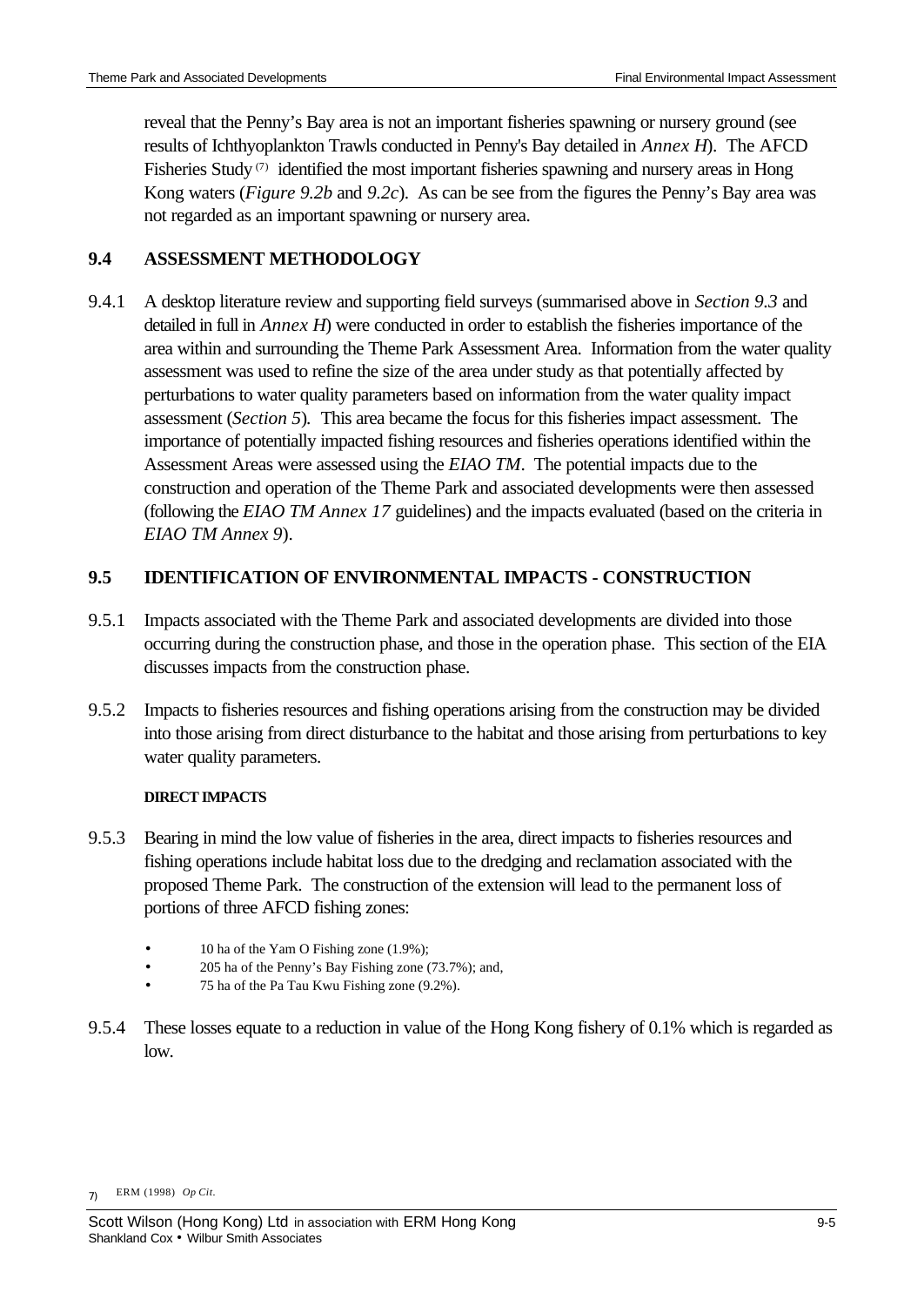reveal that the Penny's Bay area is not an important fisheries spawning or nursery ground (see results of Ichthyoplankton Trawls conducted in Penny's Bay detailed in *Annex H*). The AFCD Fisheries Study [7] identified the most important fisheries spawning and nursery areas in Hong Kong waters (*Figure 9.2b* and *9.2c*). As can be see from the figures the Penny's Bay area was not regarded as an important spawning or nursery area.

## 9.4 ASSESSMENT METHODOLOGY

9.4.1 A desktop literature review and supporting field surveys (summarised above in *Section 9.3* and detailed in full in *Annex H*) were conducted in order to establish the fisheries importance of the area within and surrounding the Theme Park Assessment Area. Information from the water quality assessment was used to refine the size of the area under study as that potentially affected by perturbations to water quality parameters based on information from the water quality impact assessment (*Section 5*). This area became the focus for this fisheries impact assessment. The importance of potentially impacted fishing resources and fisheries operations identified within the Assessment Areas were assessed using the *EIAO TM*. The potential impacts due to the construction and operation of the Theme Park and associated developments were then assessed (following the *EIAO TM Annex 17* guidelines) and the impacts evaluated (based on the criteria in *EIAO TM Annex 9*).

## 9.5 IDENTIFICATION OF ENVIRONMENTAL IMPACTS - CONSTRUCTION

9.5.1 Impacts associated with the Theme Park and associated developments are divided into those occurring during the construction phase, and those in the operation phase. This section of the EIA discusses impacts from the construction phase.

9.5.2 Impacts to fisheries resources and fishing operations arising from the construction may be divided into those arising from direct disturbance to the habitat and those arising from perturbations to key water quality parameters.

#### DIRECT IMPACTS

9.5.3 Bearing in mind the low value of fisheries in the area, direct impacts to fisheries resources and fishing operations include habitat loss due to the dredging and reclamation associated with the proposed Theme Park. The construction of the extension will lead to the permanent loss of portions of three AFCD fishing zones:

- 10 ha of the Yam O Fishing zone (1.9%);
- 205 ha of the Penny's Bay Fishing zone (73.7%); and,
- 75 ha of the Pa Tau Kwu Fishing zone (9.2%).

9.5.4 These losses equate to a reduction in value of the Hong Kong fishery of 0.1% which is regarded as low.

7) ERM (1998) *Op Cit.*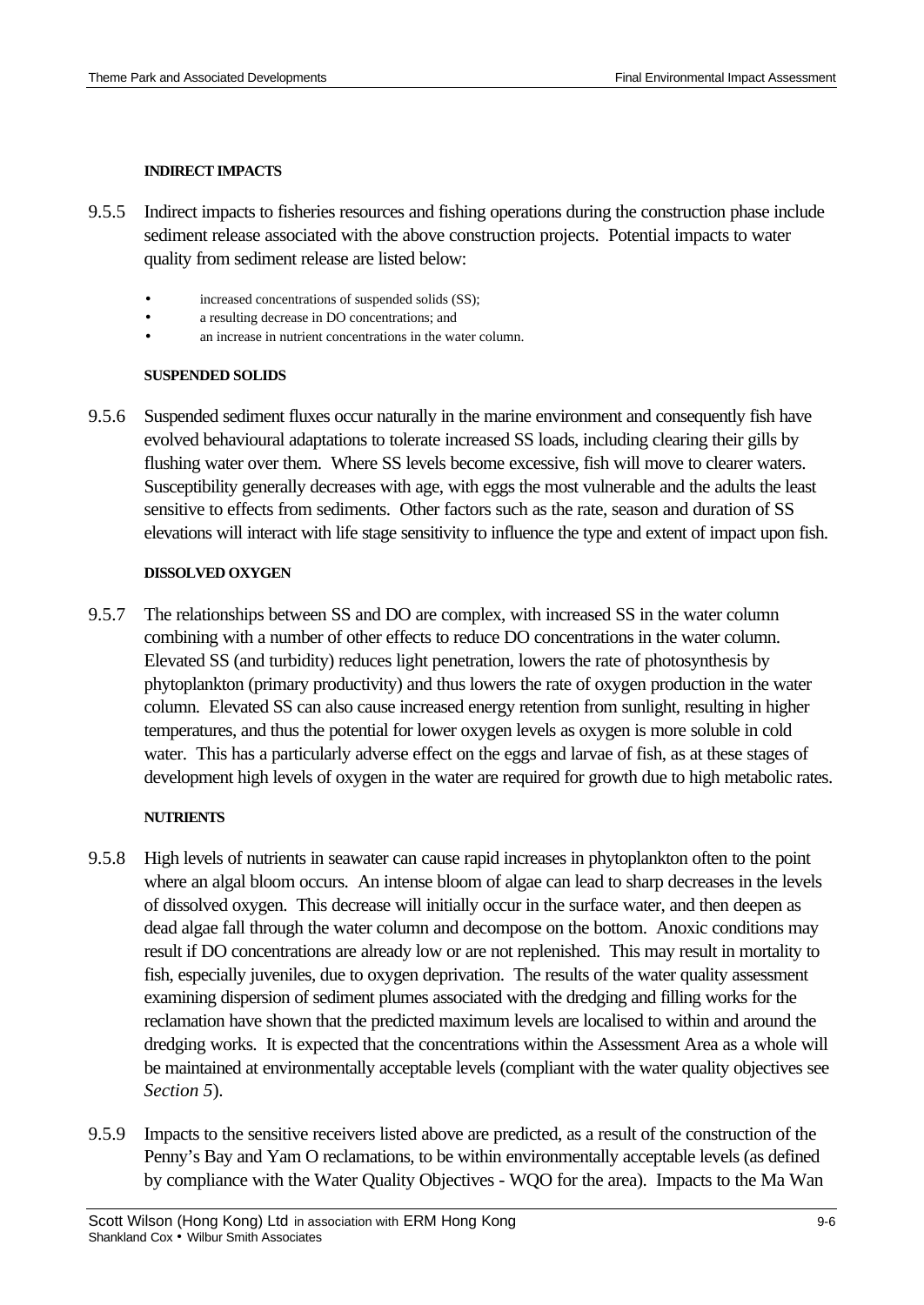#### INDIRECT IMPACTS

9.5.5 Indirect impacts to fisheries resources and fishing operations during the construction phase include sediment release associated with the above construction projects. Potential impacts to water quality from sediment release are listed below:

- increased concentrations of suspended solids (SS);
- a resulting decrease in DO concentrations; and
- an increase in nutrient concentrations in the water column.

#### SUSPENDED SOLIDS

9.5.6 Suspended sediment fluxes occur naturally in the marine environment and consequently fish have evolved behavioural adaptations to tolerate increased SS loads, including clearing their gills by flushing water over them. Where SS levels become excessive, fish will move to clearer waters. Susceptibility generally decreases with age, with eggs the most vulnerable and the adults the least sensitive to effects from sediments. Other factors such as the rate, season and duration of SS elevations will interact with life stage sensitivity to influence the type and extent of impact upon fish.

#### DISSOLVED OXYGEN

9.5.7 The relationships between SS and DO are complex, with increased SS in the water column combining with a number of other effects to reduce DO concentrations in the water column. Elevated SS (and turbidity) reduces light penetration, lowers the rate of photosynthesis by phytoplankton (primary productivity) and thus lowers the rate of oxygen production in the water column. Elevated SS can also cause increased energy retention from sunlight, resulting in higher temperatures, and thus the potential for lower oxygen levels as oxygen is more soluble in cold water. This has a particularly adverse effect on the eggs and larvae of fish, as at these stages of development high levels of oxygen in the water are required for growth due to high metabolic rates.

#### NUTRIENTS

9.5.8 High levels of nutrients in seawater can cause rapid increases in phytoplankton often to the point where an algal bloom occurs. An intense bloom of algae can lead to sharp decreases in the levels of dissolved oxygen. This decrease will initially occur in the surface water, and then deepen as dead algae fall through the water column and decompose on the bottom. Anoxic conditions may result if DO concentrations are already low or are not replenished. This may result in mortality to fish, especially juveniles, due to oxygen deprivation. The results of the water quality assessment examining dispersion of sediment plumes associated with the dredging and filling works for the reclamation have shown that the predicted maximum levels are localised to within and around the dredging works. It is expected that the concentrations within the Assessment Area as a whole will be maintained at environmentally acceptable levels (compliant with the water quality objectives see *Section 5*).

9.5.9 Impacts to the sensitive receivers listed above are predicted, as a result of the construction of the Penny's Bay and Yam O reclamations, to be within environmentally acceptable levels (as defined by compliance with the Water Quality Objectives - WQO for the area). Impacts to the Ma Wan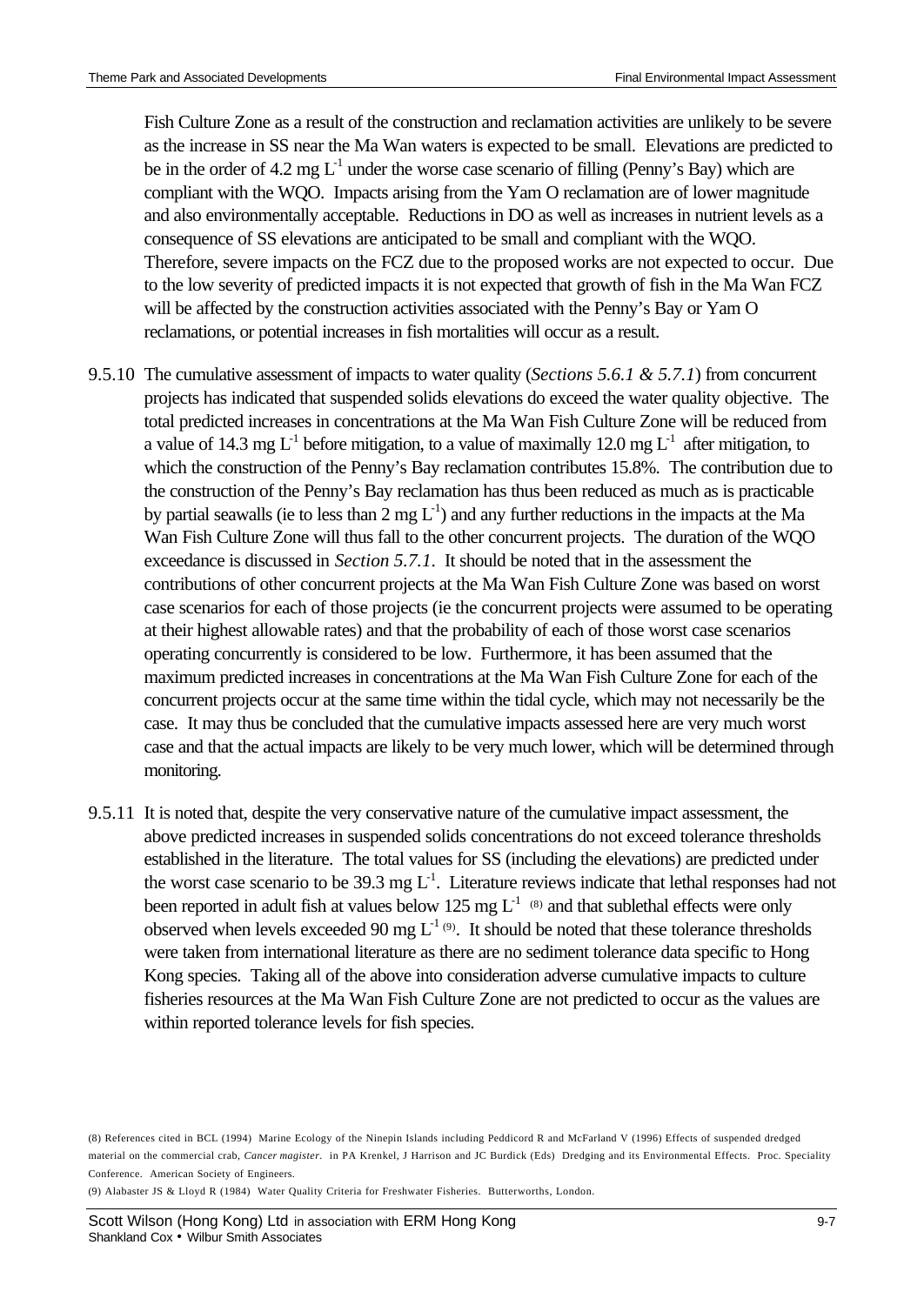Fish Culture Zone as a result of the construction and reclamation activities are unlikely to be severe as the increase in SS near the Ma Wan waters is expected to be small. Elevations are predicted to be in the order of 4.2 mg $L^{-1}$ under the worse case scenario of filling (Penny's Bay) which are compliant with the WQO. Impacts arising from the Yam O reclamation are of lower magnitude and also environmentally acceptable. Reductions in DO as well as increases in nutrient levels as a consequence of SS elevations are anticipated to be small and compliant with the WQO. Therefore, severe impacts on the FCZ due to the proposed works are not expected to occur. Due to the low severity of predicted impacts it is not expected that growth of fish in the Ma Wan FCZ will be affected by the construction activities associated with the Penny's Bay or Yam O reclamations, or potential increases in fish mortalities will occur as a result.

9.5.10 The cumulative assessment of impacts to water quality (*Sections 5.6.1 & 5.7.1*) from concurrent projects has indicated that suspended solids elevations do exceed the water quality objective. The total predicted increases in concentrations at the Ma Wan Fish Culture Zone will be reduced from a value of 14.3 mg $L^{-1}$ before mitigation, to a value of maximally 12.0 mg $L^{-1}$ after mitigation, to which the construction of the Penny's Bay reclamation contributes 15.8%. The contribution due to the construction of the Penny's Bay reclamation has thus been reduced as much as is practicable by partial seawalls (ie to less than 2 mg $L^{-1}$) and any further reductions in the impacts at the Ma Wan Fish Culture Zone will thus fall to the other concurrent projects. The duration of the WQO exceedance is discussed in *Section 5.7.1*. It should be noted that in the assessment the contributions of other concurrent projects at the Ma Wan Fish Culture Zone was based on worst case scenarios for each of those projects (ie the concurrent projects were assumed to be operating at their highest allowable rates) and that the probability of each of those worst case scenarios operating concurrently is considered to be low. Furthermore, it has been assumed that the maximum predicted increases in concentrations at the Ma Wan Fish Culture Zone for each of the concurrent projects occur at the same time within the tidal cycle, which may not necessarily be the case. It may thus be concluded that the cumulative impacts assessed here are very much worst case and that the actual impacts are likely to be very much lower, which will be determined through monitoring.

9.5.11 It is noted that, despite the very conservative nature of the cumulative impact assessment, the above predicted increases in suspended solids concentrations do not exceed tolerance thresholds established in the literature. The total values for SS (including the elevations) are predicted under the worst case scenario to be 39.3 mg $L^{-1}$. Literature reviews indicate that lethal responses had not been reported in adult fish at values below 125 mg $L^{-1}$ [(8)] and that sublethal effects were only observed when levels exceeded 90 mg $L^{-1}$ [(9)]. It should be noted that these tolerance thresholds were taken from international literature as there are no sediment tolerance data specific to Hong Kong species. Taking all of the above into consideration adverse cumulative impacts to culture fisheries resources at the Ma Wan Fish Culture Zone are not predicted to occur as the values are within reported tolerance levels for fish species.

(8) References cited in BCL (1994) Marine Ecology of the Ninepin Islands including Peddicord R and McFarland V (1996) Effects of suspended dredged material on the commercial crab, *Cancer magister*. in PA Krenkel, J Harrison and JC Burdick (Eds) Dredging and its Environmental Effects. Proc. Speciality Conference. American Society of Engineers.

(9) Alabaster JS & Lloyd R (1984) Water Quality Criteria for Freshwater Fisheries. Butterworths, London.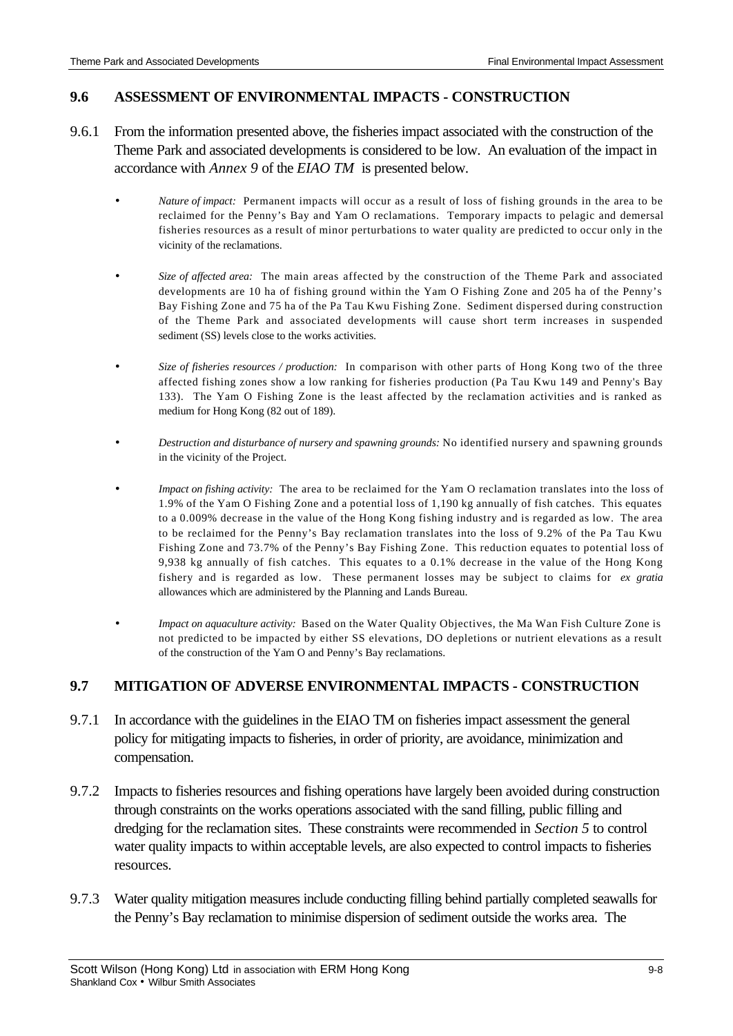## 9.6 ASSESSMENT OF ENVIRONMENTAL IMPACTS - CONSTRUCTION

9.6.1 From the information presented above, the fisheries impact associated with the construction of the Theme Park and associated developments is considered to be low. An evaluation of the impact in accordance with *Annex 9* of the *EIAO TM* is presented below.

- *Nature of impact:* Permanent impacts will occur as a result of loss of fishing grounds in the area to be reclaimed for the Penny's Bay and Yam O reclamations. Temporary impacts to pelagic and demersal fisheries resources as a result of minor perturbations to water quality are predicted to occur only in the vicinity of the reclamations.

- *Size of affected area:* The main areas affected by the construction of the Theme Park and associated developments are 10 ha of fishing ground within the Yam O Fishing Zone and 205 ha of the Penny's Bay Fishing Zone and 75 ha of the Pa Tau Kwu Fishing Zone. Sediment dispersed during construction of the Theme Park and associated developments will cause short term increases in suspended sediment (SS) levels close to the works activities.

- *Size of fisheries resources / production:* In comparison with other parts of Hong Kong two of the three affected fishing zones show a low ranking for fisheries production (Pa Tau Kwu 149 and Penny's Bay 133). The Yam O Fishing Zone is the least affected by the reclamation activities and is ranked as medium for Hong Kong (82 out of 189).

- *Destruction and disturbance of nursery and spawning grounds:* No identified nursery and spawning grounds in the vicinity of the Project.

- *Impact on fishing activity:* The area to be reclaimed for the Yam O reclamation translates into the loss of 1.9% of the Yam O Fishing Zone and a potential loss of 1,190 kg annually of fish catches. This equates to a 0.009% decrease in the value of the Hong Kong fishing industry and is regarded as low. The area to be reclaimed for the Penny's Bay reclamation translates into the loss of 9.2% of the Pa Tau Kwu Fishing Zone and 73.7% of the Penny's Bay Fishing Zone. This reduction equates to potential loss of 9,938 kg annually of fish catches. This equates to a 0.1% decrease in the value of the Hong Kong fishery and is regarded as low. These permanent losses may be subject to claims for *ex gratia* allowances which are administered by the Planning and Lands Bureau.

- *Impact on aquaculture activity:* Based on the Water Quality Objectives, the Ma Wan Fish Culture Zone is not predicted to be impacted by either SS elevations, DO depletions or nutrient elevations as a result of the construction of the Yam O and Penny's Bay reclamations.

## 9.7 MITIGATION OF ADVERSE ENVIRONMENTAL IMPACTS - CONSTRUCTION

9.7.1 In accordance with the guidelines in the EIAO TM on fisheries impact assessment the general policy for mitigating impacts to fisheries, in order of priority, are avoidance, minimization and compensation.

9.7.2 Impacts to fisheries resources and fishing operations have largely been avoided during construction through constraints on the works operations associated with the sand filling, public filling and dredging for the reclamation sites. These constraints were recommended in *Section 5* to control water quality impacts to within acceptable levels, are also expected to control impacts to fisheries resources.

9.7.3 Water quality mitigation measures include conducting filling behind partially completed seawalls for the Penny's Bay reclamation to minimise dispersion of sediment outside the works area. The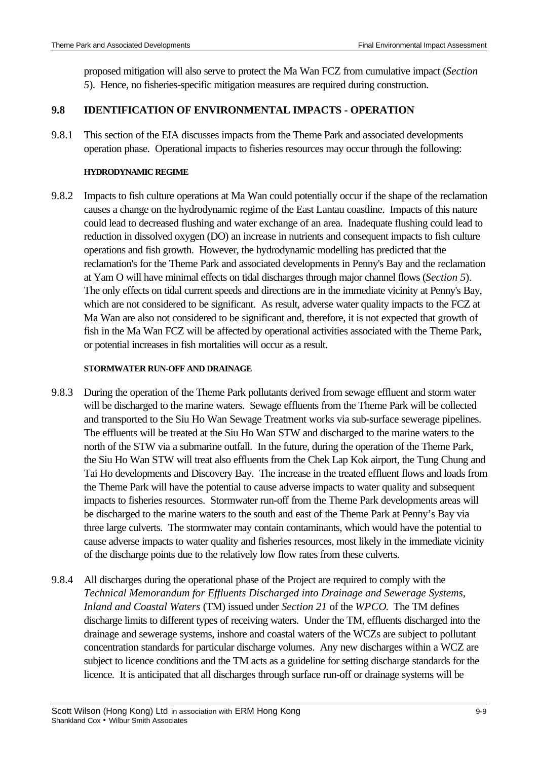proposed mitigation will also serve to protect the Ma Wan FCZ from cumulative impact (*Section 5*). Hence, no fisheries-specific mitigation measures are required during construction.

## 9.8 IDENTIFICATION OF ENVIRONMENTAL IMPACTS - OPERATION

9.8.1 This section of the EIA discusses impacts from the Theme Park and associated developments operation phase. Operational impacts to fisheries resources may occur through the following:

#### HYDRODYNAMIC REGIME

9.8.2 Impacts to fish culture operations at Ma Wan could potentially occur if the shape of the reclamation causes a change on the hydrodynamic regime of the East Lantau coastline. Impacts of this nature could lead to decreased flushing and water exchange of an area. Inadequate flushing could lead to reduction in dissolved oxygen (DO) an increase in nutrients and consequent impacts to fish culture operations and fish growth. However, the hydrodynamic modelling has predicted that the reclamation's for the Theme Park and associated developments in Penny's Bay and the reclamation at Yam O will have minimal effects on tidal discharges through major channel flows (*Section 5*). The only effects on tidal current speeds and directions are in the immediate vicinity at Penny's Bay, which are not considered to be significant. As result, adverse water quality impacts to the FCZ at Ma Wan are also not considered to be significant and, therefore, it is not expected that growth of fish in the Ma Wan FCZ will be affected by operational activities associated with the Theme Park, or potential increases in fish mortalities will occur as a result.

#### STORMWATER RUN-OFF AND DRAINAGE

9.8.3 During the operation of the Theme Park pollutants derived from sewage effluent and storm water will be discharged to the marine waters. Sewage effluents from the Theme Park will be collected and transported to the Siu Ho Wan Sewage Treatment works via sub-surface sewerage pipelines. The effluents will be treated at the Siu Ho Wan STW and discharged to the marine waters to the north of the STW via a submarine outfall. In the future, during the operation of the Theme Park, the Siu Ho Wan STW will treat also effluents from the Chek Lap Kok airport, the Tung Chung and Tai Ho developments and Discovery Bay. The increase in the treated effluent flows and loads from the Theme Park will have the potential to cause adverse impacts to water quality and subsequent impacts to fisheries resources. Stormwater run-off from the Theme Park developments areas will be discharged to the marine waters to the south and east of the Theme Park at Penny's Bay via three large culverts. The stormwater may contain contaminants, which would have the potential to cause adverse impacts to water quality and fisheries resources, most likely in the immediate vicinity of the discharge points due to the relatively low flow rates from these culverts.

9.8.4 All discharges during the operational phase of the Project are required to comply with the *Technical Memorandum for Effluents Discharged into Drainage and Sewerage Systems, Inland and Coastal Waters* (TM) issued under *Section 21* of the *WPCO.* The TM defines discharge limits to different types of receiving waters. Under the TM, effluents discharged into the drainage and sewerage systems, inshore and coastal waters of the WCZs are subject to pollutant concentration standards for particular discharge volumes. Any new discharges within a WCZ are subject to licence conditions and the TM acts as a guideline for setting discharge standards for the licence. It is anticipated that all discharges through surface run-off or drainage systems will be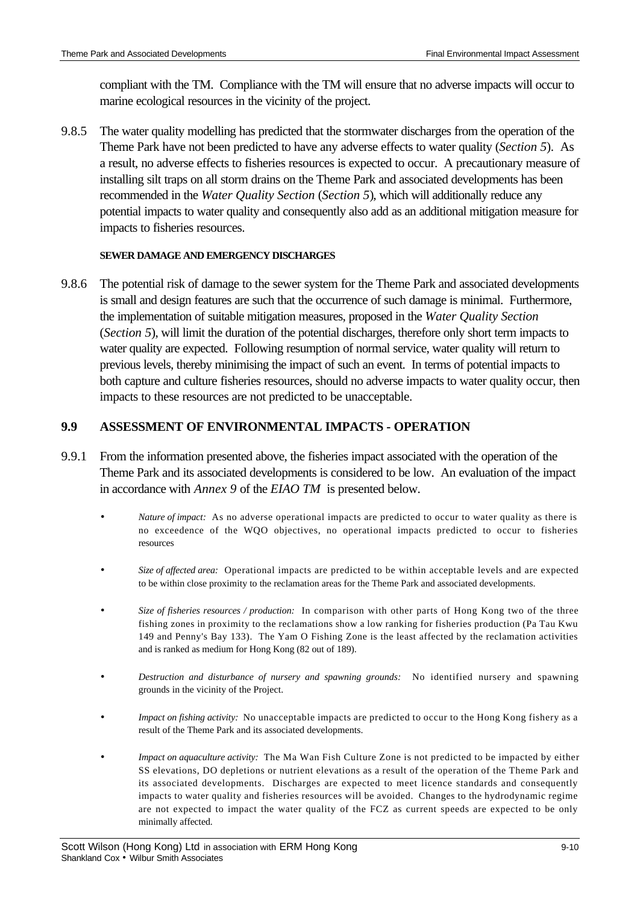compliant with the TM. Compliance with the TM will ensure that no adverse impacts will occur to marine ecological resources in the vicinity of the project.

9.8.5 The water quality modelling has predicted that the stormwater discharges from the operation of the Theme Park have not been predicted to have any adverse effects to water quality (*Section 5*). As a result, no adverse effects to fisheries resources is expected to occur. A precautionary measure of installing silt traps on all storm drains on the Theme Park and associated developments has been recommended in the *Water Quality Section* (*Section 5*), which will additionally reduce any potential impacts to water quality and consequently also add as an additional mitigation measure for impacts to fisheries resources.

#### SEWER DAMAGE AND EMERGENCY DISCHARGES

9.8.6 The potential risk of damage to the sewer system for the Theme Park and associated developments is small and design features are such that the occurrence of such damage is minimal. Furthermore, the implementation of suitable mitigation measures, proposed in the *Water Quality Section* (*Section 5*), will limit the duration of the potential discharges, therefore only short term impacts to water quality are expected. Following resumption of normal service, water quality will return to previous levels, thereby minimising the impact of such an event. In terms of potential impacts to both capture and culture fisheries resources, should no adverse impacts to water quality occur, then impacts to these resources are not predicted to be unacceptable.

## 9.9 ASSESSMENT OF ENVIRONMENTAL IMPACTS - OPERATION

9.9.1 From the information presented above, the fisheries impact associated with the operation of the Theme Park and its associated developments is considered to be low. An evaluation of the impact in accordance with *Annex 9* of the *EIAO TM* is presented below.

- *Nature of impact:* As no adverse operational impacts are predicted to occur to water quality as there is no exceedence of the WQO objectives, no operational impacts predicted to occur to fisheries resources

- *Size of affected area:* Operational impacts are predicted to be within acceptable levels and are expected to be within close proximity to the reclamation areas for the Theme Park and associated developments.

- *Size of fisheries resources / production:* In comparison with other parts of Hong Kong two of the three fishing zones in proximity to the reclamations show a low ranking for fisheries production (Pa Tau Kwu 149 and Penny's Bay 133). The Yam O Fishing Zone is the least affected by the reclamation activities and is ranked as medium for Hong Kong (82 out of 189).

- *Destruction and disturbance of nursery and spawning grounds:* No identified nursery and spawning grounds in the vicinity of the Project.

- *Impact on fishing activity:* No unacceptable impacts are predicted to occur to the Hong Kong fishery as a result of the Theme Park and its associated developments.

- *Impact on aquaculture activity:* The Ma Wan Fish Culture Zone is not predicted to be impacted by either SS elevations, DO depletions or nutrient elevations as a result of the operation of the Theme Park and its associated developments. Discharges are expected to meet licence standards and consequently impacts to water quality and fisheries resources will be avoided. Changes to the hydrodynamic regime are not expected to impact the water quality of the FCZ as current speeds are expected to be only minimally affected.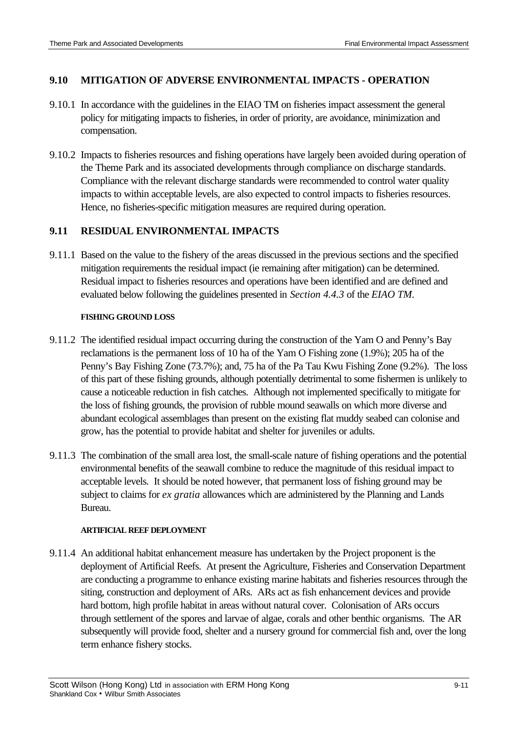## 9.10 MITIGATION OF ADVERSE ENVIRONMENTAL IMPACTS - OPERATION

9.10.1 In accordance with the guidelines in the EIAO TM on fisheries impact assessment the general policy for mitigating impacts to fisheries, in order of priority, are avoidance, minimization and compensation.

9.10.2 Impacts to fisheries resources and fishing operations have largely been avoided during operation of the Theme Park and its associated developments through compliance on discharge standards. Compliance with the relevant discharge standards were recommended to control water quality impacts to within acceptable levels, are also expected to control impacts to fisheries resources. Hence, no fisheries-specific mitigation measures are required during operation.

## 9.11 RESIDUAL ENVIRONMENTAL IMPACTS

9.11.1 Based on the value to the fishery of the areas discussed in the previous sections and the specified mitigation requirements the residual impact (ie remaining after mitigation) can be determined. Residual impact to fisheries resources and operations have been identified and are defined and evaluated below following the guidelines presented in *Section 4.4.3* of the *EIAO TM*.

#### FISHING GROUND LOSS

9.11.2 The identified residual impact occurring during the construction of the Yam O and Penny's Bay reclamations is the permanent loss of 10 ha of the Yam O Fishing zone (1.9%); 205 ha of the Penny's Bay Fishing Zone (73.7%); and, 75 ha of the Pa Tau Kwu Fishing Zone (9.2%). The loss of this part of these fishing grounds, although potentially detrimental to some fishermen is unlikely to cause a noticeable reduction in fish catches. Although not implemented specifically to mitigate for the loss of fishing grounds, the provision of rubble mound seawalls on which more diverse and abundant ecological assemblages than present on the existing flat muddy seabed can colonise and grow, has the potential to provide habitat and shelter for juveniles or adults.

9.11.3 The combination of the small area lost, the small-scale nature of fishing operations and the potential environmental benefits of the seawall combine to reduce the magnitude of this residual impact to acceptable levels. It should be noted however, that permanent loss of fishing ground may be subject to claims for *ex gratia* allowances which are administered by the Planning and Lands Bureau.

#### ARTIFICIAL REEF DEPLOYMENT

9.11.4 An additional habitat enhancement measure has undertaken by the Project proponent is the deployment of Artificial Reefs. At present the Agriculture, Fisheries and Conservation Department are conducting a programme to enhance existing marine habitats and fisheries resources through the siting, construction and deployment of ARs. ARs act as fish enhancement devices and provide hard bottom, high profile habitat in areas without natural cover. Colonisation of ARs occurs through settlement of the spores and larvae of algae, corals and other benthic organisms. The AR subsequently will provide food, shelter and a nursery ground for commercial fish and, over the long term enhance fishery stocks.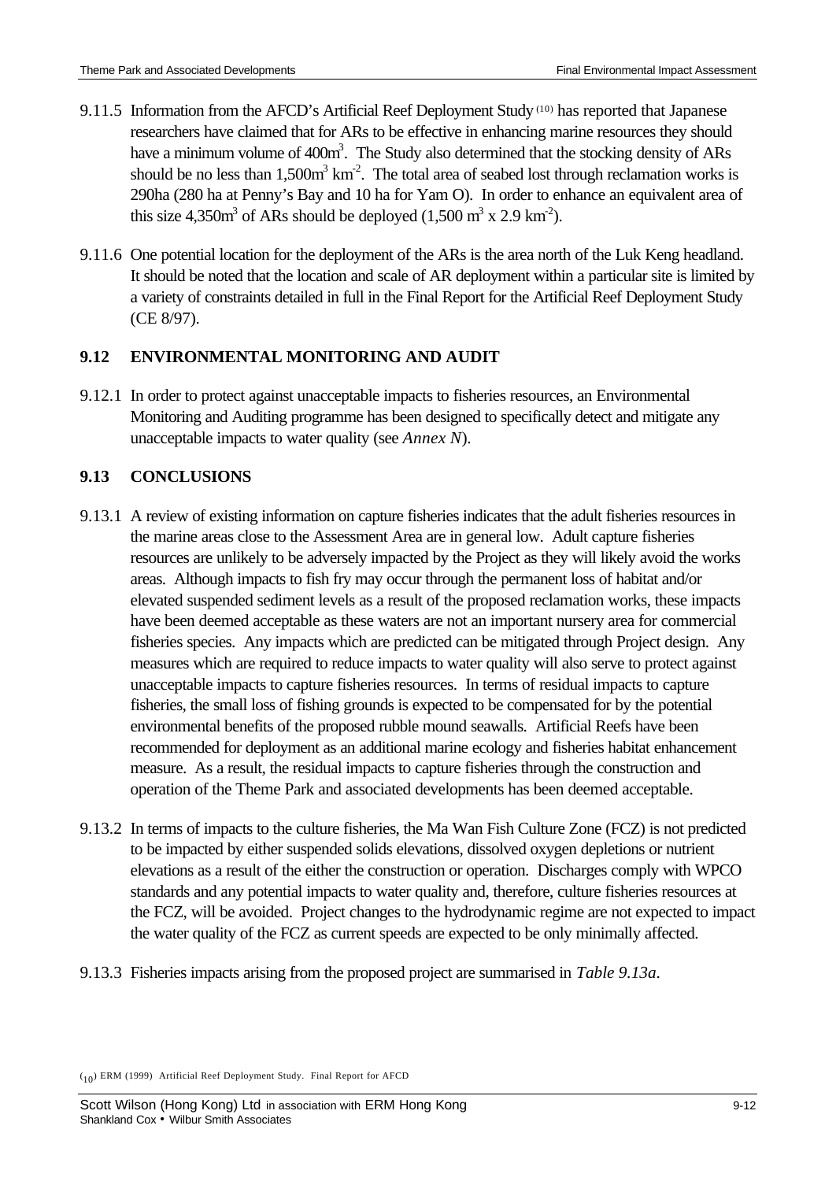9.11.5 Information from the AFCD's Artificial Reef Deployment Study [10] has reported that Japanese researchers have claimed that for ARs to be effective in enhancing marine resources they should have a minimum volume of $400m^3$. The Study also determined that the stocking density of ARs should be no less than $1,500m^3\ km^{-2}$. The total area of seabed lost through reclamation works is 290ha (280 ha at Penny's Bay and 10 ha for Yam O). In order to enhance an equivalent area of this size $4,350m^3$ of ARs should be deployed ($1,500\ m^3 \times 2.9\ km^{-2}$).

9.11.6 One potential location for the deployment of the ARs is the area north of the Luk Keng headland. It should be noted that the location and scale of AR deployment within a particular site is limited by a variety of constraints detailed in full in the Final Report for the Artificial Reef Deployment Study (CE 8/97).

## 9.12 ENVIRONMENTAL MONITORING AND AUDIT

9.12.1 In order to protect against unacceptable impacts to fisheries resources, an Environmental Monitoring and Auditing programme has been designed to specifically detect and mitigate any unacceptable impacts to water quality (see *Annex N*).

## 9.13 CONCLUSIONS

9.13.1 A review of existing information on capture fisheries indicates that the adult fisheries resources in the marine areas close to the Assessment Area are in general low. Adult capture fisheries resources are unlikely to be adversely impacted by the Project as they will likely avoid the works areas. Although impacts to fish fry may occur through the permanent loss of habitat and/or elevated suspended sediment levels as a result of the proposed reclamation works, these impacts have been deemed acceptable as these waters are not an important nursery area for commercial fisheries species. Any impacts which are predicted can be mitigated through Project design. Any measures which are required to reduce impacts to water quality will also serve to protect against unacceptable impacts to capture fisheries resources. In terms of residual impacts to capture fisheries, the small loss of fishing grounds is expected to be compensated for by the potential environmental benefits of the proposed rubble mound seawalls. Artificial Reefs have been recommended for deployment as an additional marine ecology and fisheries habitat enhancement measure. As a result, the residual impacts to capture fisheries through the construction and operation of the Theme Park and associated developments has been deemed acceptable.

9.13.2 In terms of impacts to the culture fisheries, the Ma Wan Fish Culture Zone (FCZ) is not predicted to be impacted by either suspended solids elevations, dissolved oxygen depletions or nutrient elevations as a result of the either the construction or operation. Discharges comply with WPCO standards and any potential impacts to water quality and, therefore, culture fisheries resources at the FCZ, will be avoided. Project changes to the hydrodynamic regime are not expected to impact the water quality of the FCZ as current speeds are expected to be only minimally affected.

9.13.3 Fisheries impacts arising from the proposed project are summarised in *Table 9.13a*.

(10) ERM (1999) Artificial Reef Deployment Study. Final Report for AFCD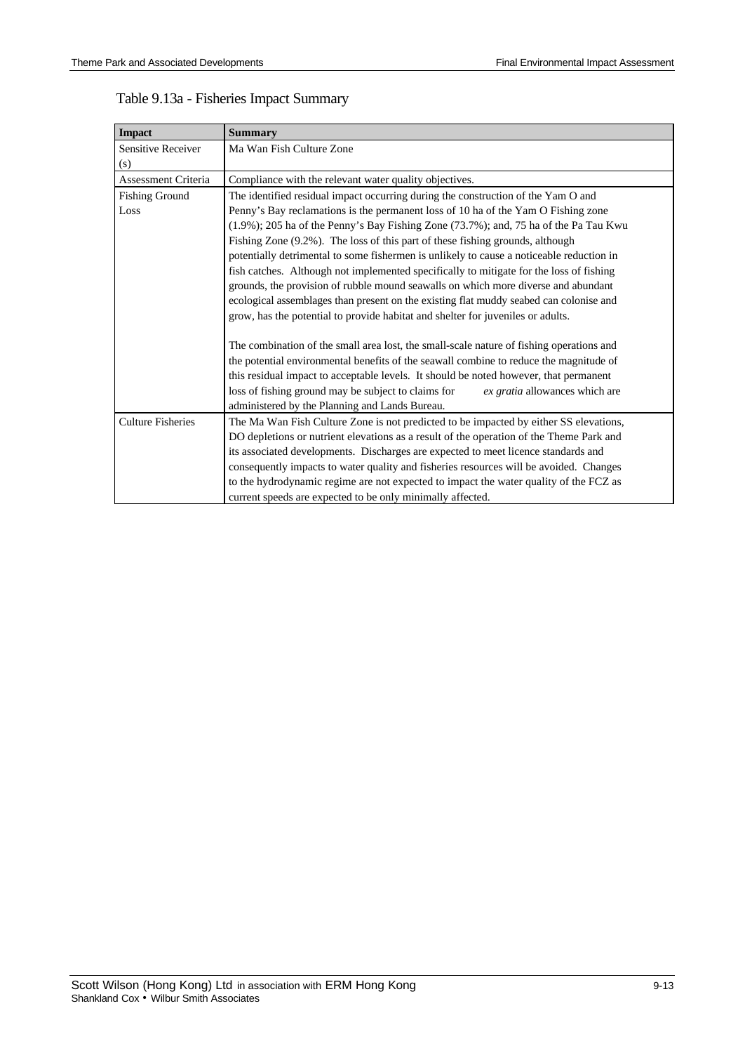Table 9.13a - Fisheries Impact Summary

| **Impact** | **Summary** |
|---|---|
| Sensitive Receiver (s) | Ma Wan Fish Culture Zone |
| Assessment Criteria | Compliance with the relevant water quality objectives. |
| Fishing Ground Loss | The identified residual impact occurring during the construction of the Yam O and Penny's Bay reclamations is the permanent loss of 10 ha of the Yam O Fishing zone (1.9%); 205 ha of the Penny's Bay Fishing Zone (73.7%); and, 75 ha of the Pa Tau Kwu Fishing Zone (9.2%). The loss of this part of these fishing grounds, although potentially detrimental to some fishermen is unlikely to cause a noticeable reduction in fish catches. Although not implemented specifically to mitigate for the loss of fishing grounds, the provision of rubble mound seawalls on which more diverse and abundant ecological assemblages than present on the existing flat muddy seabed can colonise and grow, has the potential to provide habitat and shelter for juveniles or adults.<br><br>The combination of the small area lost, the small-scale nature of fishing operations and the potential environmental benefits of the seawall combine to reduce the magnitude of this residual impact to acceptable levels. It should be noted however, that permanent loss of fishing ground may be subject to claims for *ex gratia* allowances which are administered by the Planning and Lands Bureau. |
| Culture Fisheries | The Ma Wan Fish Culture Zone is not predicted to be impacted by either SS elevations, DO depletions or nutrient elevations as a result of the operation of the Theme Park and its associated developments. Discharges are expected to meet licence standards and consequently impacts to water quality and fisheries resources will be avoided. Changes to the hydrodynamic regime are not expected to impact the water quality of the FCZ as current speeds are expected to be only minimally affected. |